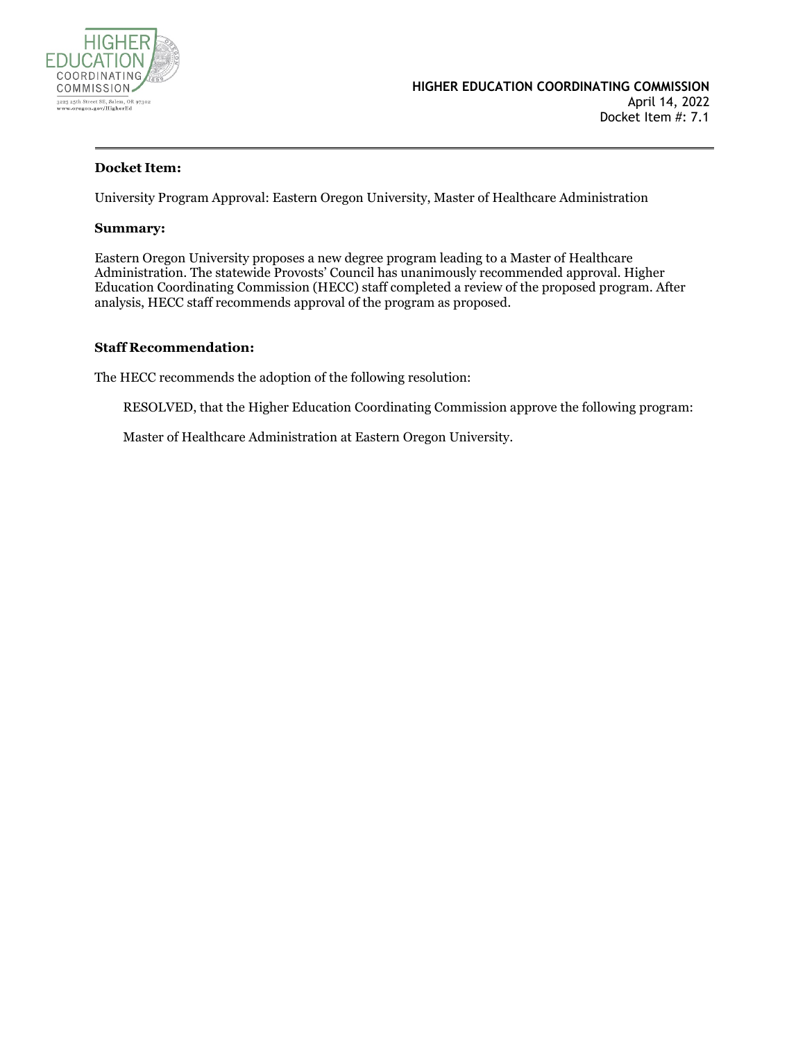HIGHER EDUCATION COORDINATING COMMISSION

3225 25th Street SE, Salem, OR 97302
www.oregon.gov/HigherEd

**HIGHER EDUCATION COORDINATING COMMISSION**
April 14, 2022
Docket Item #: 7.1

---

**Docket Item:**

University Program Approval: Eastern Oregon University, Master of Healthcare Administration

**Summary:**

Eastern Oregon University proposes a new degree program leading to a Master of Healthcare Administration. The statewide Provosts' Council has unanimously recommended approval. Higher Education Coordinating Commission (HECC) staff completed a review of the proposed program. After analysis, HECC staff recommends approval of the program as proposed.

**Staff Recommendation:**

The HECC recommends the adoption of the following resolution:

> RESOLVED, that the Higher Education Coordinating Commission approve the following program:
>
> Master of Healthcare Administration at Eastern Oregon University.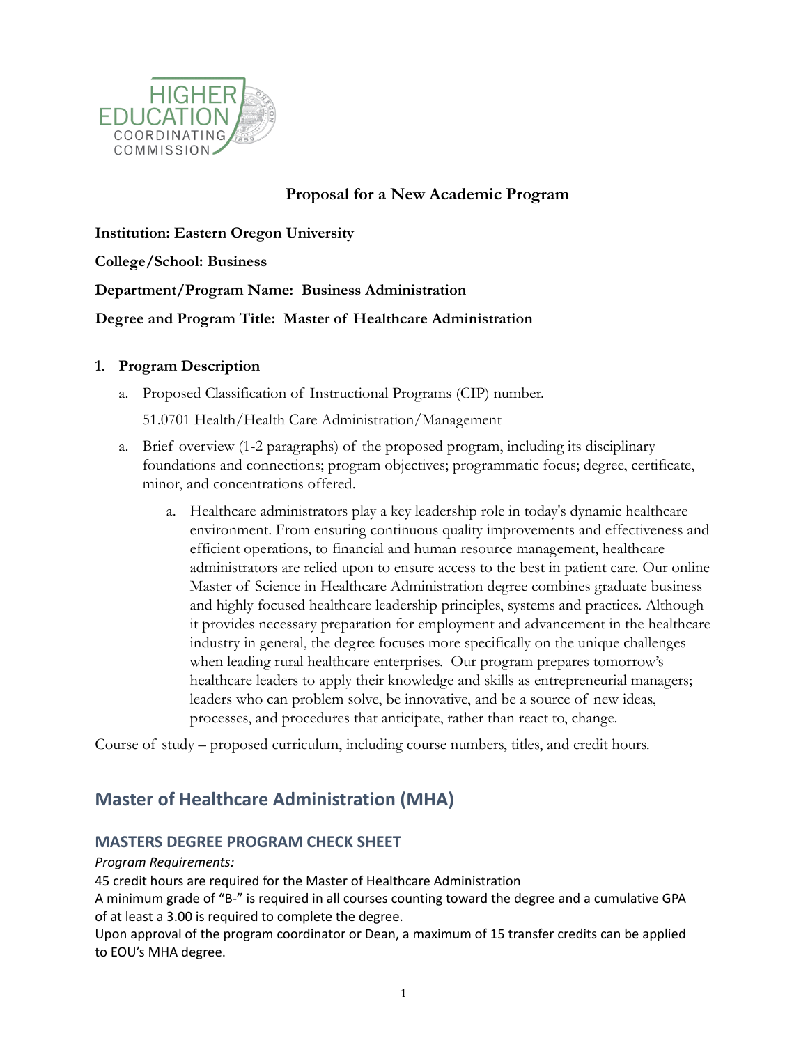**Proposal for a New Academic Program**

**Institution: Eastern Oregon University**

**College/School: Business**

**Department/Program Name: Business Administration**

**Degree and Program Title: Master of Healthcare Administration**

1. **Program Description**

   a. Proposed Classification of Instructional Programs (CIP) number.

      51.0701 Health/Health Care Administration/Management

   a. Brief overview (1-2 paragraphs) of the proposed program, including its disciplinary foundations and connections; program objectives; programmatic focus; degree, certificate, minor, and concentrations offered.

      a. Healthcare administrators play a key leadership role in today's dynamic healthcare environment. From ensuring continuous quality improvements and effectiveness and efficient operations, to financial and human resource management, healthcare administrators are relied upon to ensure access to the best in patient care. Our online Master of Science in Healthcare Administration degree combines graduate business and highly focused healthcare leadership principles, systems and practices. Although it provides necessary preparation for employment and advancement in the healthcare industry in general, the degree focuses more specifically on the unique challenges when leading rural healthcare enterprises. Our program prepares tomorrow's healthcare leaders to apply their knowledge and skills as entrepreneurial managers; leaders who can problem solve, be innovative, and be a source of new ideas, processes, and procedures that anticipate, rather than react to, change.

Course of study – proposed curriculum, including course numbers, titles, and credit hours.

## Master of Healthcare Administration (MHA)

### MASTERS DEGREE PROGRAM CHECK SHEET

*Program Requirements:*

45 credit hours are required for the Master of Healthcare Administration

A minimum grade of "B-" is required in all courses counting toward the degree and a cumulative GPA of at least a 3.00 is required to complete the degree.

Upon approval of the program coordinator or Dean, a maximum of 15 transfer credits can be applied to EOU's MHA degree.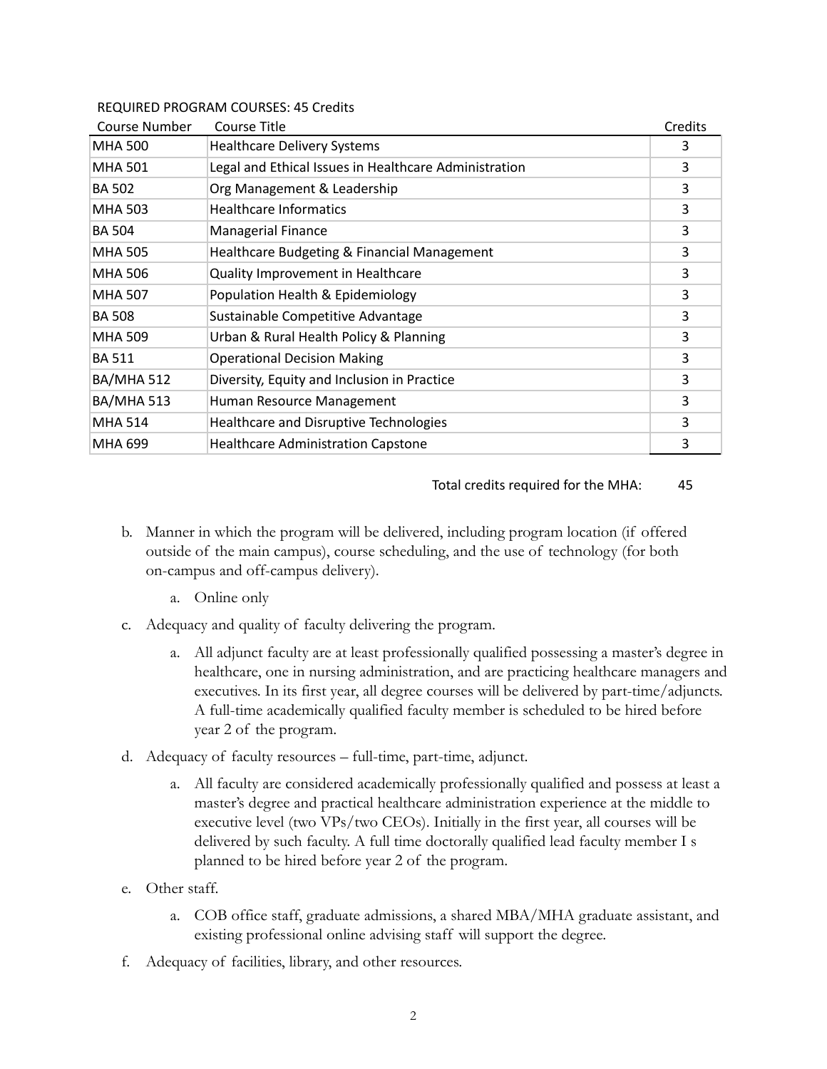REQUIRED PROGRAM COURSES: 45 Credits

| Course Number | Course Title | Credits |
|---|---|---|
| MHA 500 | Healthcare Delivery Systems | 3 |
| MHA 501 | Legal and Ethical Issues in Healthcare Administration | 3 |
| BA 502 | Org Management & Leadership | 3 |
| MHA 503 | Healthcare Informatics | 3 |
| BA 504 | Managerial Finance | 3 |
| MHA 505 | Healthcare Budgeting & Financial Management | 3 |
| MHA 506 | Quality Improvement in Healthcare | 3 |
| MHA 507 | Population Health & Epidemiology | 3 |
| BA 508 | Sustainable Competitive Advantage | 3 |
| MHA 509 | Urban & Rural Health Policy & Planning | 3 |
| BA 511 | Operational Decision Making | 3 |
| BA/MHA 512 | Diversity, Equity and Inclusion in Practice | 3 |
| BA/MHA 513 | Human Resource Management | 3 |
| MHA 514 | Healthcare and Disruptive Technologies | 3 |
| MHA 699 | Healthcare Administration Capstone | 3 |

Total credits required for the MHA: 45

b. Manner in which the program will be delivered, including program location (if offered outside of the main campus), course scheduling, and the use of technology (for both on-campus and off-campus delivery).

   a. Online only

c. Adequacy and quality of faculty delivering the program.

   a. All adjunct faculty are at least professionally qualified possessing a master's degree in healthcare, one in nursing administration, and are practicing healthcare managers and executives. In its first year, all degree courses will be delivered by part-time/adjuncts. A full-time academically qualified faculty member is scheduled to be hired before year 2 of the program.

d. Adequacy of faculty resources – full-time, part-time, adjunct.

   a. All faculty are considered academically professionally qualified and possess at least a master's degree and practical healthcare administration experience at the middle to executive level (two VPs/two CEOs). Initially in the first year, all courses will be delivered by such faculty. A full time doctorally qualified lead faculty member I s planned to be hired before year 2 of the program.

e. Other staff.

   a. COB office staff, graduate admissions, a shared MBA/MHA graduate assistant, and existing professional online advising staff will support the degree.

f. Adequacy of facilities, library, and other resources.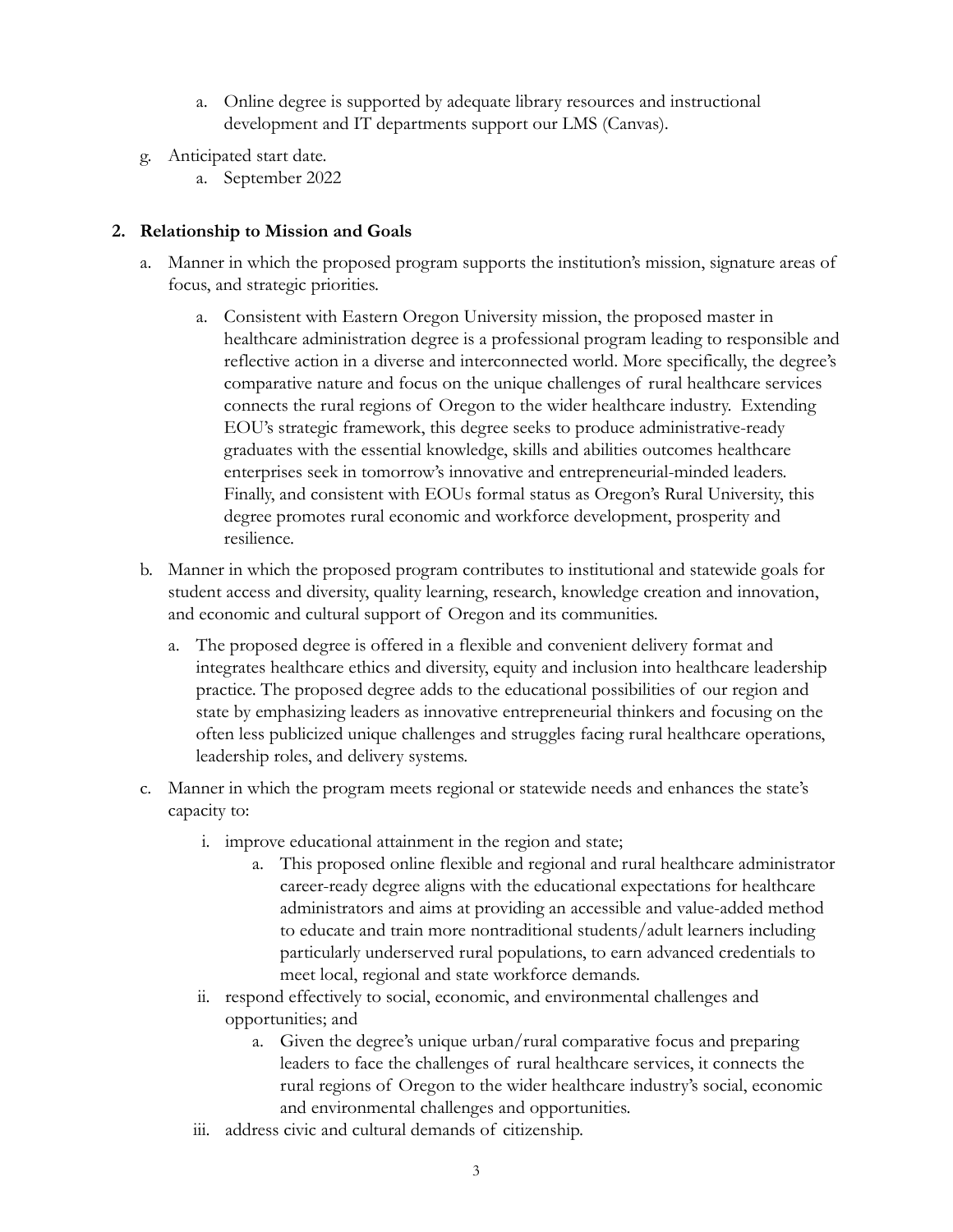a. Online degree is supported by adequate library resources and instructional development and IT departments support our LMS (Canvas).

g. Anticipated start date.

  a. September 2022

**2. Relationship to Mission and Goals**

a. Manner in which the proposed program supports the institution's mission, signature areas of focus, and strategic priorities.

  a. Consistent with Eastern Oregon University mission, the proposed master in healthcare administration degree is a professional program leading to responsible and reflective action in a diverse and interconnected world. More specifically, the degree's comparative nature and focus on the unique challenges of rural healthcare services connects the rural regions of Oregon to the wider healthcare industry. Extending EOU's strategic framework, this degree seeks to produce administrative-ready graduates with the essential knowledge, skills and abilities outcomes healthcare enterprises seek in tomorrow's innovative and entrepreneurial-minded leaders. Finally, and consistent with EOUs formal status as Oregon's Rural University, this degree promotes rural economic and workforce development, prosperity and resilience.

b. Manner in which the proposed program contributes to institutional and statewide goals for student access and diversity, quality learning, research, knowledge creation and innovation, and economic and cultural support of Oregon and its communities.

  a. The proposed degree is offered in a flexible and convenient delivery format and integrates healthcare ethics and diversity, equity and inclusion into healthcare leadership practice. The proposed degree adds to the educational possibilities of our region and state by emphasizing leaders as innovative entrepreneurial thinkers and focusing on the often less publicized unique challenges and struggles facing rural healthcare operations, leadership roles, and delivery systems.

c. Manner in which the program meets regional or statewide needs and enhances the state's capacity to:

  i. improve educational attainment in the region and state;

    a. This proposed online flexible and regional and rural healthcare administrator career-ready degree aligns with the educational expectations for healthcare administrators and aims at providing an accessible and value-added method to educate and train more nontraditional students/adult learners including particularly underserved rural populations, to earn advanced credentials to meet local, regional and state workforce demands.

  ii. respond effectively to social, economic, and environmental challenges and opportunities; and

    a. Given the degree's unique urban/rural comparative focus and preparing leaders to face the challenges of rural healthcare services, it connects the rural regions of Oregon to the wider healthcare industry's social, economic and environmental challenges and opportunities.

  iii. address civic and cultural demands of citizenship.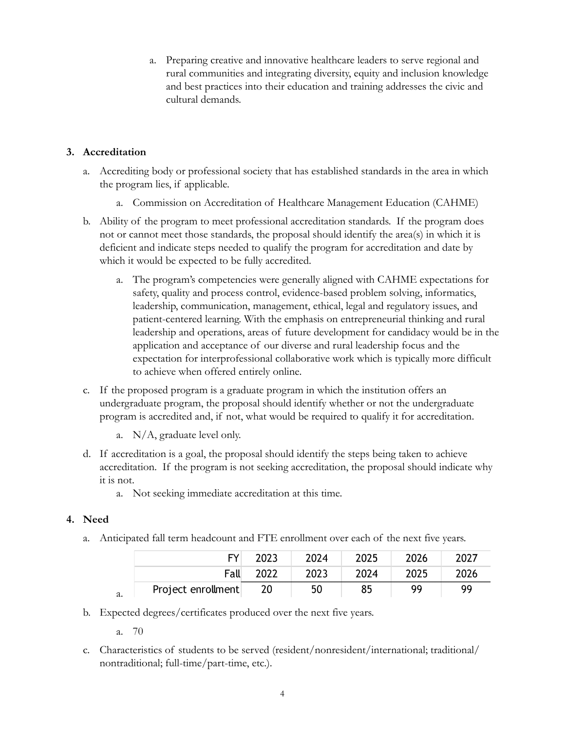a. Preparing creative and innovative healthcare leaders to serve regional and rural communities and integrating diversity, equity and inclusion knowledge and best practices into their education and training addresses the civic and cultural demands.

**3. Accreditation**

a. Accrediting body or professional society that has established standards in the area in which the program lies, if applicable.

   a. Commission on Accreditation of Healthcare Management Education (CAHME)

b. Ability of the program to meet professional accreditation standards. If the program does not or cannot meet those standards, the proposal should identify the area(s) in which it is deficient and indicate steps needed to qualify the program for accreditation and date by which it would be expected to be fully accredited.

   a. The program's competencies were generally aligned with CAHME expectations for safety, quality and process control, evidence-based problem solving, informatics, leadership, communication, management, ethical, legal and regulatory issues, and patient-centered learning. With the emphasis on entrepreneurial thinking and rural leadership and operations, areas of future development for candidacy would be in the application and acceptance of our diverse and rural leadership focus and the expectation for interprofessional collaborative work which is typically more difficult to achieve when offered entirely online.

c. If the proposed program is a graduate program in which the institution offers an undergraduate program, the proposal should identify whether or not the undergraduate program is accredited and, if not, what would be required to qualify it for accreditation.

   a. N/A, graduate level only.

d. If accreditation is a goal, the proposal should identify the steps being taken to achieve accreditation. If the program is not seeking accreditation, the proposal should indicate why it is not.

   a. Not seeking immediate accreditation at this time.

**4. Need**

a. Anticipated fall term headcount and FTE enrollment over each of the next five years.

   a.

| FY | 2023 | 2024 | 2025 | 2026 | 2027 |
|---:|---|---|---|---|---|
| Fall | 2022 | 2023 | 2024 | 2025 | 2026 |
| Project enrollment | 20 | 50 | 85 | 99 | 99 |

b. Expected degrees/certificates produced over the next five years.

   a. 70

c. Characteristics of students to be served (resident/nonresident/international; traditional/nontraditional; full-time/part-time, etc.).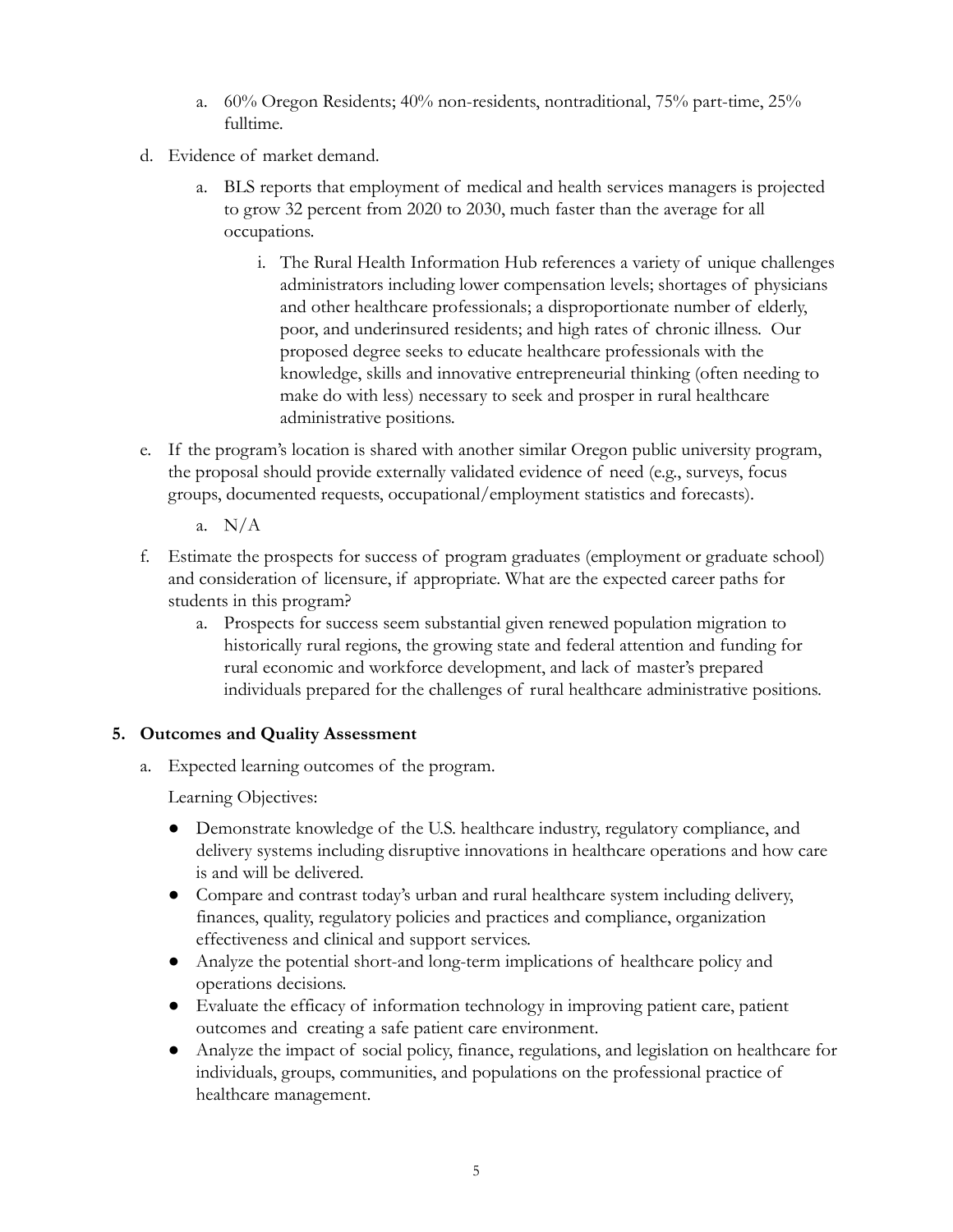a. 60% Oregon Residents; 40% non-residents, nontraditional, 75% part-time, 25% fulltime.

d. Evidence of market demand.

   a. BLS reports that employment of medical and health services managers is projected to grow 32 percent from 2020 to 2030, much faster than the average for all occupations.

      i. The Rural Health Information Hub references a variety of unique challenges administrators including lower compensation levels; shortages of physicians and other healthcare professionals; a disproportionate number of elderly, poor, and underinsured residents; and high rates of chronic illness. Our proposed degree seeks to educate healthcare professionals with the knowledge, skills and innovative entrepreneurial thinking (often needing to make do with less) necessary to seek and prosper in rural healthcare administrative positions.

e. If the program's location is shared with another similar Oregon public university program, the proposal should provide externally validated evidence of need (e.g., surveys, focus groups, documented requests, occupational/employment statistics and forecasts).

   a. N/A

f. Estimate the prospects for success of program graduates (employment or graduate school) and consideration of licensure, if appropriate. What are the expected career paths for students in this program?

   a. Prospects for success seem substantial given renewed population migration to historically rural regions, the growing state and federal attention and funding for rural economic and workforce development, and lack of master's prepared individuals prepared for the challenges of rural healthcare administrative positions.

## 5. Outcomes and Quality Assessment

a. Expected learning outcomes of the program.

Learning Objectives:

- Demonstrate knowledge of the U.S. healthcare industry, regulatory compliance, and delivery systems including disruptive innovations in healthcare operations and how care is and will be delivered.
- Compare and contrast today's urban and rural healthcare system including delivery, finances, quality, regulatory policies and practices and compliance, organization effectiveness and clinical and support services.
- Analyze the potential short-and long-term implications of healthcare policy and operations decisions.
- Evaluate the efficacy of information technology in improving patient care, patient outcomes and creating a safe patient care environment.
- Analyze the impact of social policy, finance, regulations, and legislation on healthcare for individuals, groups, communities, and populations on the professional practice of healthcare management.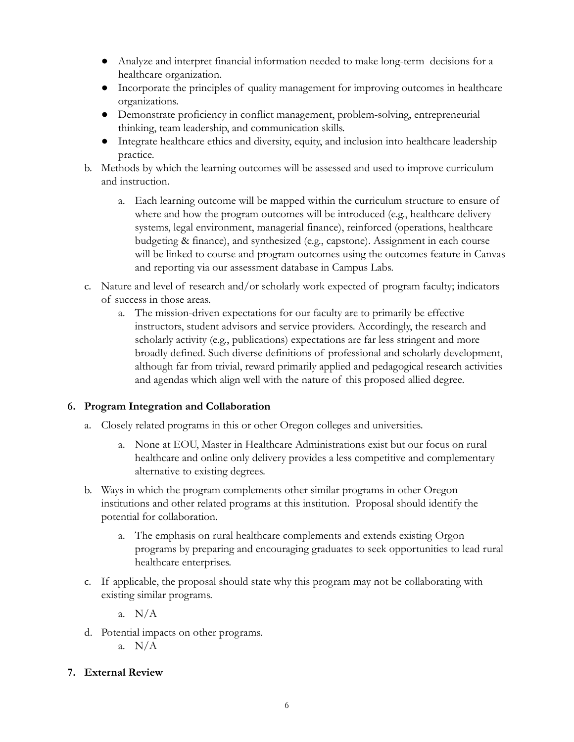- Analyze and interpret financial information needed to make long-term decisions for a healthcare organization.
- Incorporate the principles of quality management for improving outcomes in healthcare organizations.
- Demonstrate proficiency in conflict management, problem-solving, entrepreneurial thinking, team leadership, and communication skills.
- Integrate healthcare ethics and diversity, equity, and inclusion into healthcare leadership practice.

b. Methods by which the learning outcomes will be assessed and used to improve curriculum and instruction.

    a. Each learning outcome will be mapped within the curriculum structure to ensure of where and how the program outcomes will be introduced (e.g., healthcare delivery systems, legal environment, managerial finance), reinforced (operations, healthcare budgeting & finance), and synthesized (e.g., capstone). Assignment in each course will be linked to course and program outcomes using the outcomes feature in Canvas and reporting via our assessment database in Campus Labs.

c. Nature and level of research and/or scholarly work expected of program faculty; indicators of success in those areas.

    a. The mission-driven expectations for our faculty are to primarily be effective instructors, student advisors and service providers. Accordingly, the research and scholarly activity (e.g., publications) expectations are far less stringent and more broadly defined. Such diverse definitions of professional and scholarly development, although far from trivial, reward primarily applied and pedagogical research activities and agendas which align well with the nature of this proposed allied degree.

## 6. Program Integration and Collaboration

a. Closely related programs in this or other Oregon colleges and universities.

    a. None at EOU, Master in Healthcare Administrations exist but our focus on rural healthcare and online only delivery provides a less competitive and complementary alternative to existing degrees.

b. Ways in which the program complements other similar programs in other Oregon institutions and other related programs at this institution. Proposal should identify the potential for collaboration.

    a. The emphasis on rural healthcare complements and extends existing Orgon programs by preparing and encouraging graduates to seek opportunities to lead rural healthcare enterprises.

c. If applicable, the proposal should state why this program may not be collaborating with existing similar programs.

    a. N/A

d. Potential impacts on other programs.

    a. N/A

## 7. External Review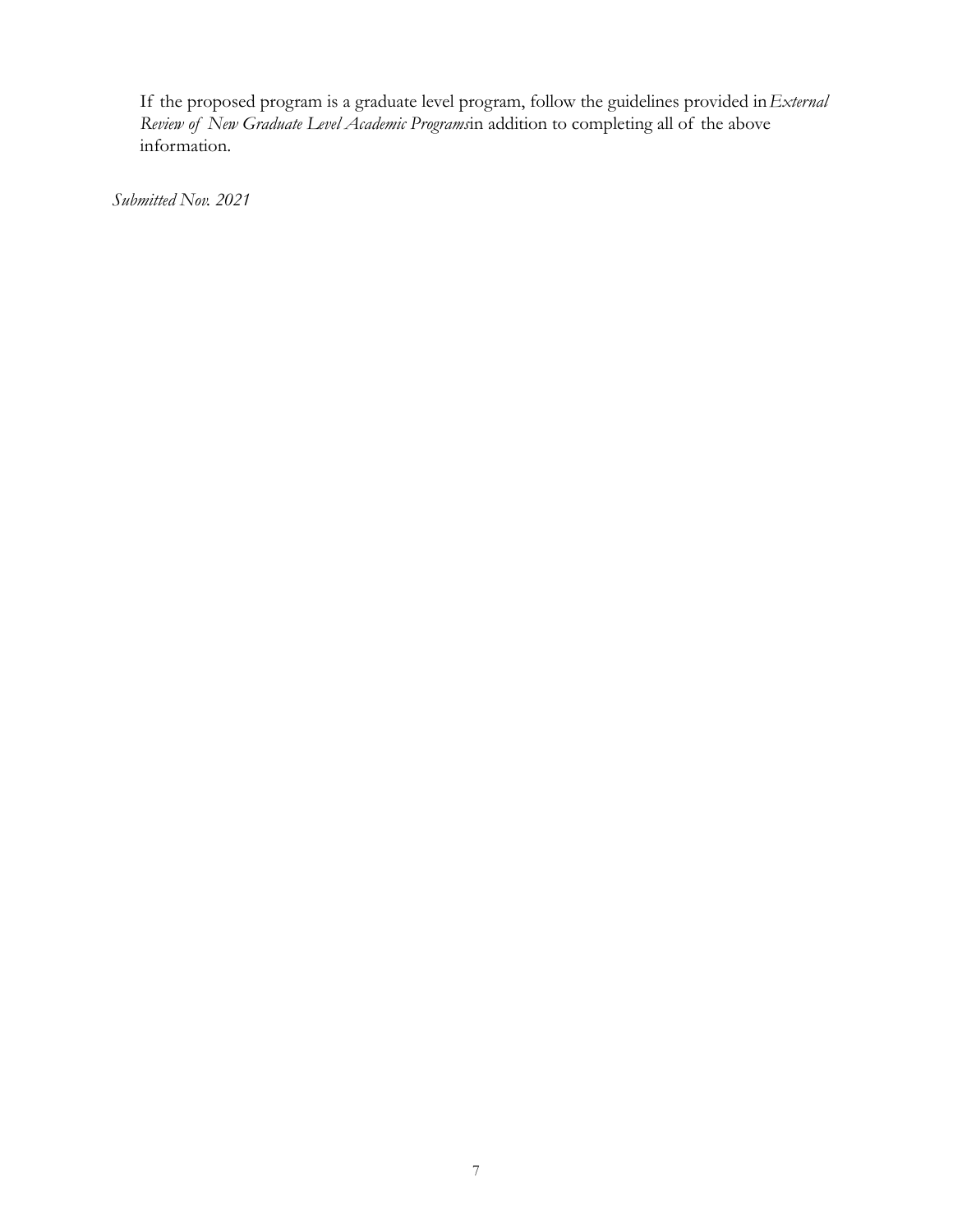If the proposed program is a graduate level program, follow the guidelines provided in *External Review of New Graduate Level Academic Programs* in addition to completing all of the above information.

*Submitted Nov. 2021*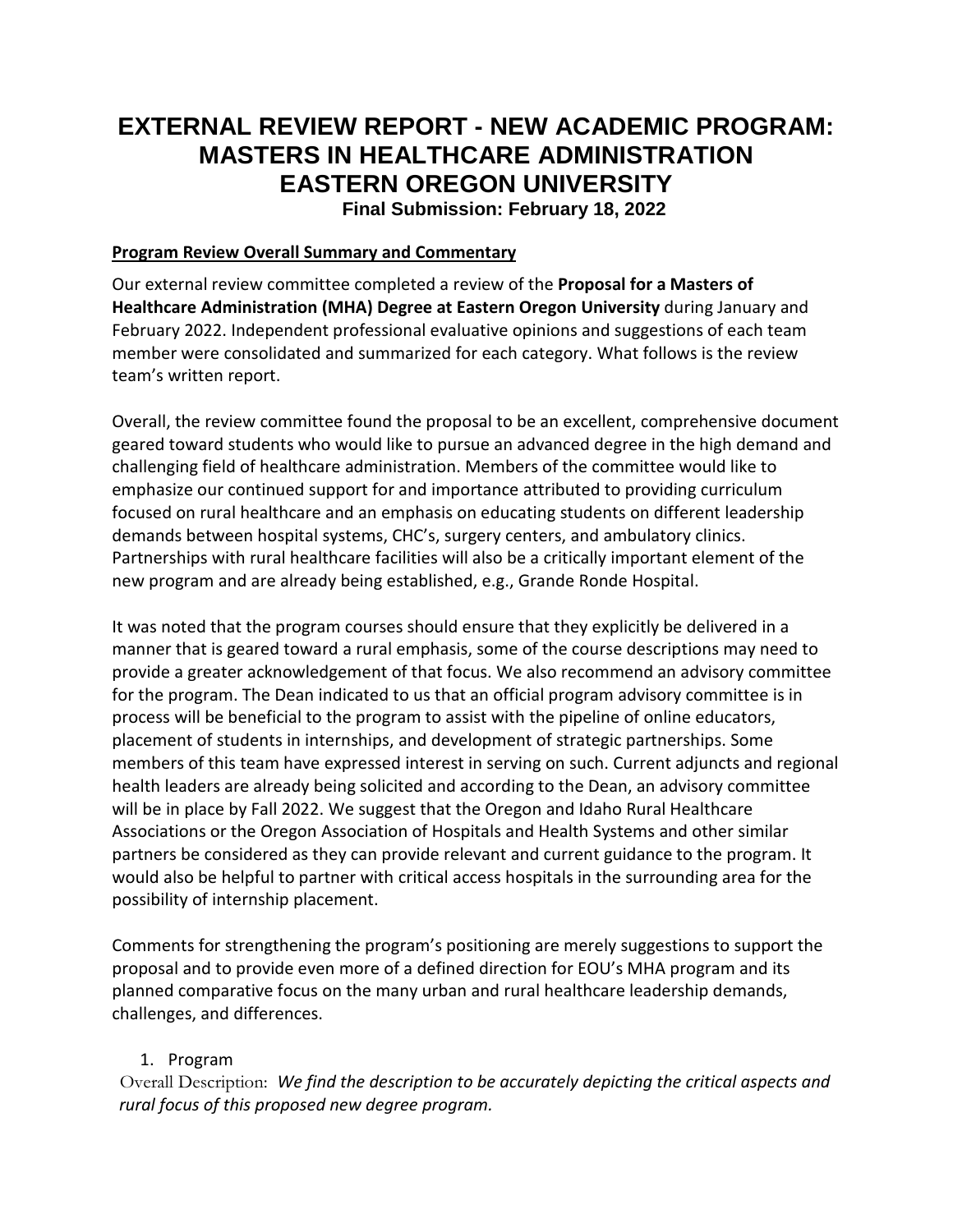# EXTERNAL REVIEW REPORT - NEW ACADEMIC PROGRAM: MASTERS IN HEALTHCARE ADMINISTRATION EASTERN OREGON UNIVERSITY

**Final Submission: February 18, 2022**

**Program Review Overall Summary and Commentary**

Our external review committee completed a review of the **Proposal for a Masters of Healthcare Administration (MHA) Degree at Eastern Oregon University** during January and February 2022. Independent professional evaluative opinions and suggestions of each team member were consolidated and summarized for each category. What follows is the review team's written report.

Overall, the review committee found the proposal to be an excellent, comprehensive document geared toward students who would like to pursue an advanced degree in the high demand and challenging field of healthcare administration. Members of the committee would like to emphasize our continued support for and importance attributed to providing curriculum focused on rural healthcare and an emphasis on educating students on different leadership demands between hospital systems, CHC's, surgery centers, and ambulatory clinics. Partnerships with rural healthcare facilities will also be a critically important element of the new program and are already being established, e.g., Grande Ronde Hospital.

It was noted that the program courses should ensure that they explicitly be delivered in a manner that is geared toward a rural emphasis, some of the course descriptions may need to provide a greater acknowledgement of that focus. We also recommend an advisory committee for the program. The Dean indicated to us that an official program advisory committee is in process will be beneficial to the program to assist with the pipeline of online educators, placement of students in internships, and development of strategic partnerships. Some members of this team have expressed interest in serving on such. Current adjuncts and regional health leaders are already being solicited and according to the Dean, an advisory committee will be in place by Fall 2022. We suggest that the Oregon and Idaho Rural Healthcare Associations or the Oregon Association of Hospitals and Health Systems and other similar partners be considered as they can provide relevant and current guidance to the program. It would also be helpful to partner with critical access hospitals in the surrounding area for the possibility of internship placement.

Comments for strengthening the program's positioning are merely suggestions to support the proposal and to provide even more of a defined direction for EOU's MHA program and its planned comparative focus on the many urban and rural healthcare leadership demands, challenges, and differences.

1. Program

Overall Description: *We find the description to be accurately depicting the critical aspects and rural focus of this proposed new degree program.*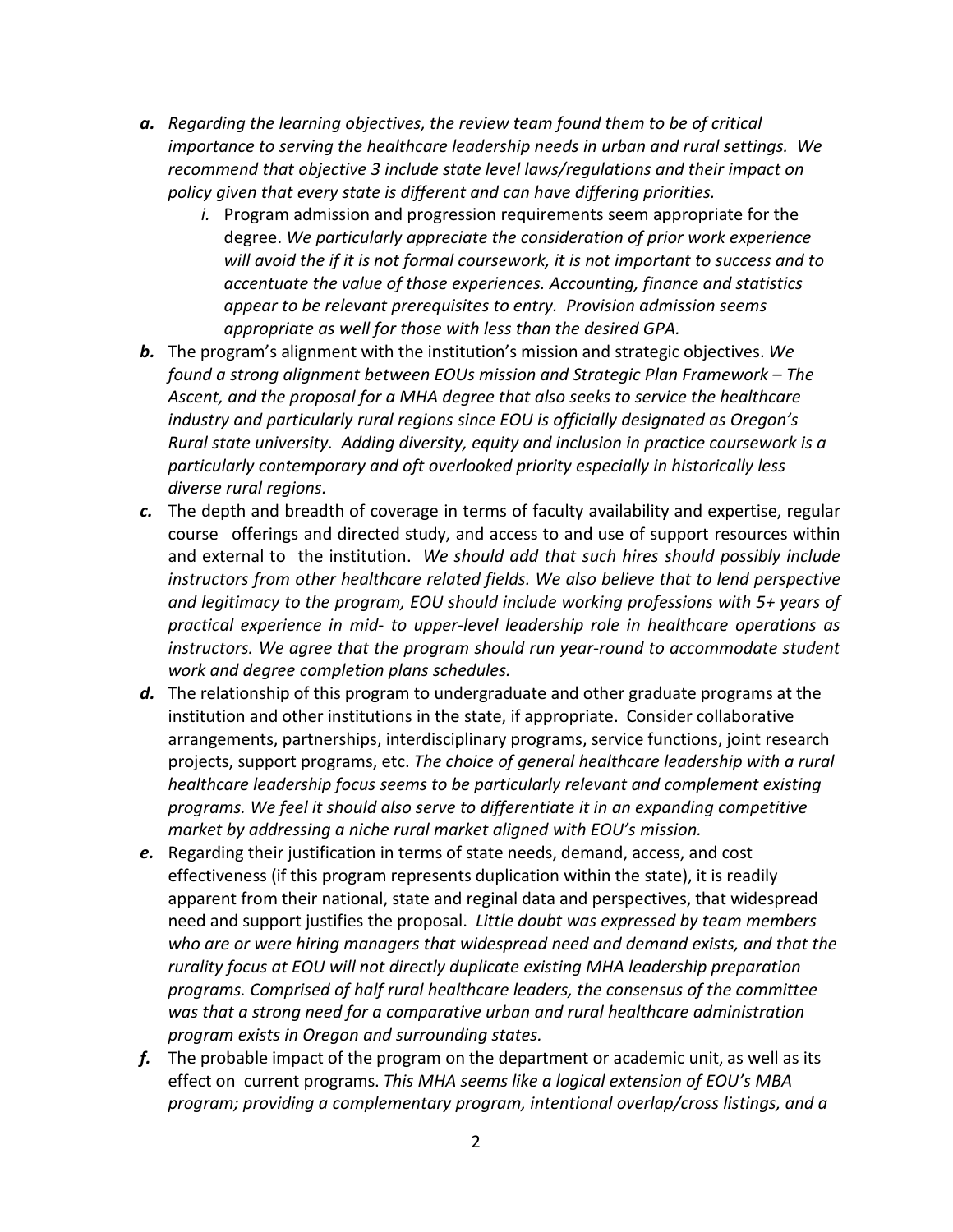- ***a.*** *Regarding the learning objectives, the review team found them to be of critical importance to serving the healthcare leadership needs in urban and rural settings. We recommend that objective 3 include state level laws/regulations and their impact on policy given that every state is different and can have differing priorities.*
    - *i.* Program admission and progression requirements seem appropriate for the degree. *We particularly appreciate the consideration of prior work experience will avoid the if it is not formal coursework, it is not important to success and to accentuate the value of those experiences. Accounting, finance and statistics appear to be relevant prerequisites to entry. Provision admission seems appropriate as well for those with less than the desired GPA.*
- ***b.*** The program's alignment with the institution's mission and strategic objectives. *We found a strong alignment between EOUs mission and Strategic Plan Framework – The Ascent, and the proposal for a MHA degree that also seeks to service the healthcare industry and particularly rural regions since EOU is officially designated as Oregon's Rural state university. Adding diversity, equity and inclusion in practice coursework is a particularly contemporary and oft overlooked priority especially in historically less diverse rural regions.*
- ***c.*** The depth and breadth of coverage in terms of faculty availability and expertise, regular course offerings and directed study, and access to and use of support resources within and external to the institution. *We should add that such hires should possibly include instructors from other healthcare related fields. We also believe that to lend perspective and legitimacy to the program, EOU should include working professions with 5+ years of practical experience in mid- to upper-level leadership role in healthcare operations as instructors. We agree that the program should run year-round to accommodate student work and degree completion plans schedules.*
- ***d.*** The relationship of this program to undergraduate and other graduate programs at the institution and other institutions in the state, if appropriate. Consider collaborative arrangements, partnerships, interdisciplinary programs, service functions, joint research projects, support programs, etc. *The choice of general healthcare leadership with a rural healthcare leadership focus seems to be particularly relevant and complement existing programs. We feel it should also serve to differentiate it in an expanding competitive market by addressing a niche rural market aligned with EOU's mission.*
- ***e.*** Regarding their justification in terms of state needs, demand, access, and cost effectiveness (if this program represents duplication within the state), it is readily apparent from their national, state and reginal data and perspectives, that widespread need and support justifies the proposal. *Little doubt was expressed by team members who are or were hiring managers that widespread need and demand exists, and that the rurality focus at EOU will not directly duplicate existing MHA leadership preparation programs. Comprised of half rural healthcare leaders, the consensus of the committee was that a strong need for a comparative urban and rural healthcare administration program exists in Oregon and surrounding states.*
- ***f.*** The probable impact of the program on the department or academic unit, as well as its effect on current programs. *This MHA seems like a logical extension of EOU's MBA program; providing a complementary program, intentional overlap/cross listings, and a*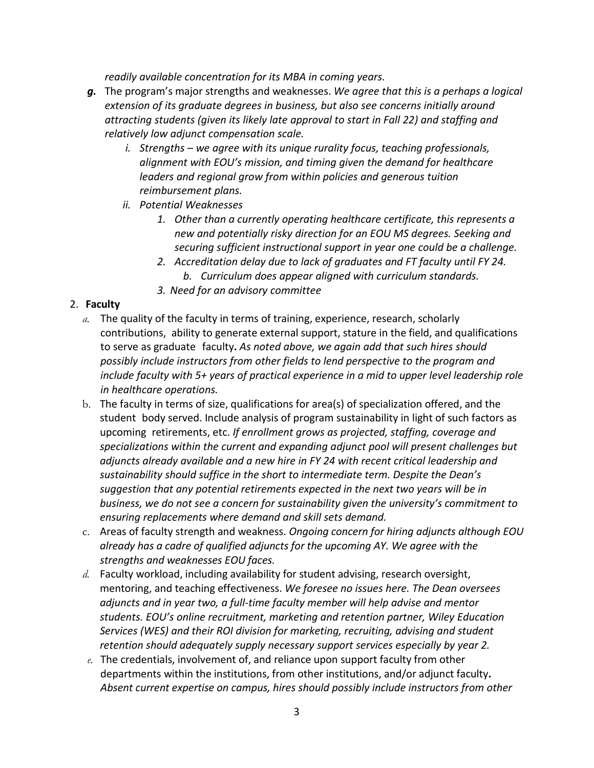*readily available concentration for its MBA in coming years.*

***g.*** The program's major strengths and weaknesses. *We agree that this is a perhaps a logical extension of its graduate degrees in business, but also see concerns initially around attracting students (given its likely late approval to start in Fall 22) and staffing and relatively low adjunct compensation scale.*

   *i. Strengths – we agree with its unique rurality focus, teaching professionals, alignment with EOU's mission, and timing given the demand for healthcare leaders and regional grow from within policies and generous tuition reimbursement plans.*

   *ii. Potential Weaknesses*

      *1. Other than a currently operating healthcare certificate, this represents a new and potentially risky direction for an EOU MS degrees. Seeking and securing sufficient instructional support in year one could be a challenge.*

      *2. Accreditation delay due to lack of graduates and FT faculty until FY 24.*

         *b. Curriculum does appear aligned with curriculum standards.*

      *3. Need for an advisory committee*

2. **Faculty**

   *a.* The quality of the faculty in terms of training, experience, research, scholarly contributions, ability to generate external support, stature in the field, and qualifications to serve as graduate faculty**.** *As noted above, we again add that such hires should possibly include instructors from other fields to lend perspective to the program and include faculty with 5+ years of practical experience in a mid to upper level leadership role in healthcare operations.*

   b. The faculty in terms of size, qualifications for area(s) of specialization offered, and the student body served. Include analysis of program sustainability in light of such factors as upcoming retirements, etc. *If enrollment grows as projected, staffing, coverage and specializations within the current and expanding adjunct pool will present challenges but adjuncts already available and a new hire in FY 24 with recent critical leadership and sustainability should suffice in the short to intermediate term. Despite the Dean's suggestion that any potential retirements expected in the next two years will be in business, we do not see a concern for sustainability given the university's commitment to ensuring replacements where demand and skill sets demand.*

   c. Areas of faculty strength and weakness. *Ongoing concern for hiring adjuncts although EOU already has a cadre of qualified adjuncts for the upcoming AY. We agree with the strengths and weaknesses EOU faces.*

   *d.* Faculty workload, including availability for student advising, research oversight, mentoring, and teaching effectiveness. *We foresee no issues here. The Dean oversees adjuncts and in year two, a full-time faculty member will help advise and mentor students. EOU's online recruitment, marketing and retention partner, Wiley Education Services (WES) and their ROI division for marketing, recruiting, advising and student retention should adequately supply necessary support services especially by year 2.*

   *e.* The credentials, involvement of, and reliance upon support faculty from other departments within the institutions, from other institutions, and/or adjunct faculty**.** *Absent current expertise on campus, hires should possibly include instructors from other*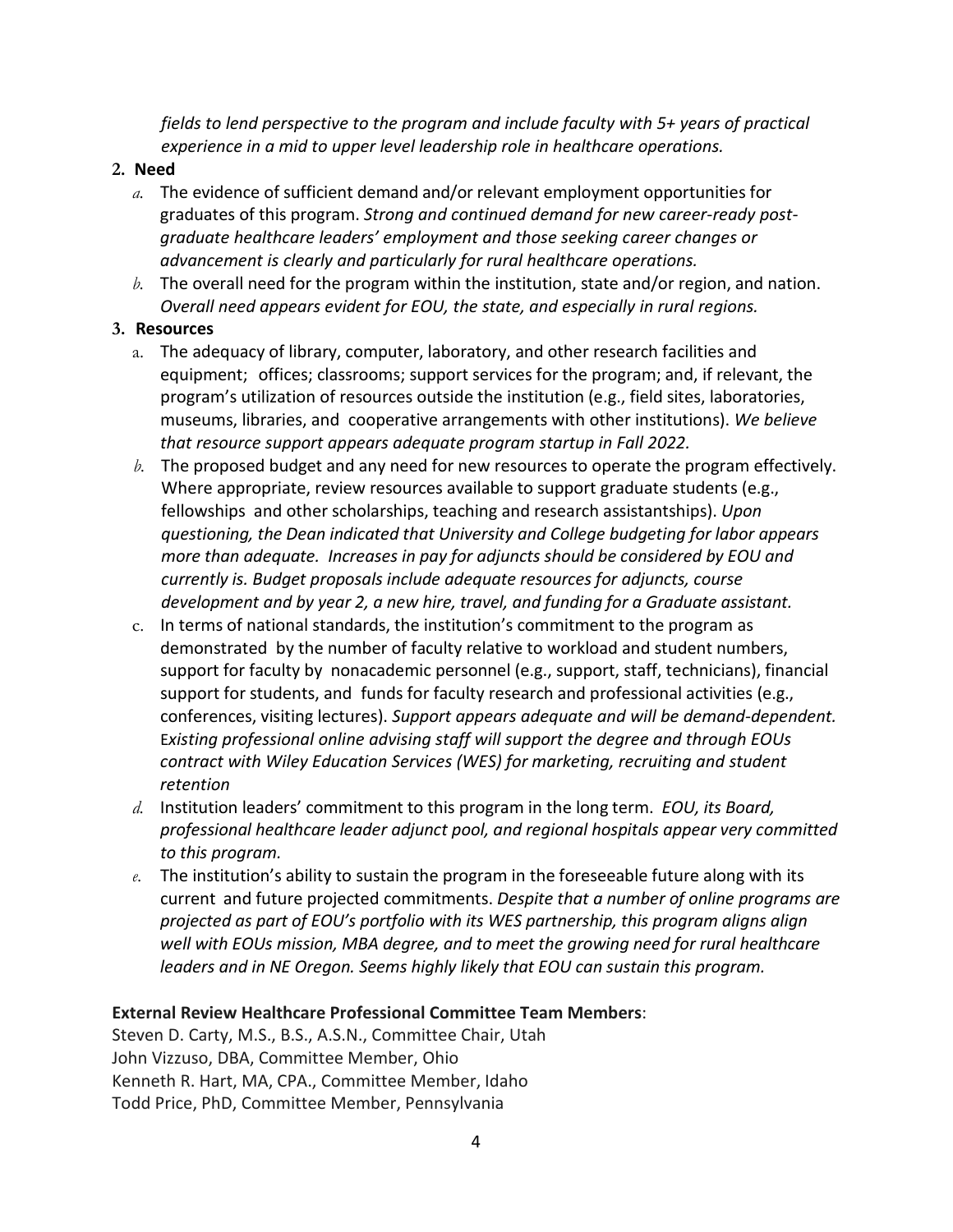*fields to lend perspective to the program and include faculty with 5+ years of practical experience in a mid to upper level leadership role in healthcare operations.*

**2. Need**

*a.* The evidence of sufficient demand and/or relevant employment opportunities for graduates of this program. *Strong and continued demand for new career-ready post-graduate healthcare leaders' employment and those seeking career changes or advancement is clearly and particularly for rural healthcare operations.*

*b.* The overall need for the program within the institution, state and/or region, and nation. *Overall need appears evident for EOU, the state, and especially in rural regions.*

**3. Resources**

a. The adequacy of library, computer, laboratory, and other research facilities and equipment; offices; classrooms; support services for the program; and, if relevant, the program's utilization of resources outside the institution (e.g., field sites, laboratories, museums, libraries, and cooperative arrangements with other institutions). *We believe that resource support appears adequate program startup in Fall 2022.*

*b.* The proposed budget and any need for new resources to operate the program effectively. Where appropriate, review resources available to support graduate students (e.g., fellowships and other scholarships, teaching and research assistantships). *Upon questioning, the Dean indicated that University and College budgeting for labor appears more than adequate. Increases in pay for adjuncts should be considered by EOU and currently is. Budget proposals include adequate resources for adjuncts, course development and by year 2, a new hire, travel, and funding for a Graduate assistant.*

c. In terms of national standards, the institution's commitment to the program as demonstrated by the number of faculty relative to workload and student numbers, support for faculty by nonacademic personnel (e.g., support, staff, technicians), financial support for students, and funds for faculty research and professional activities (e.g., conferences, visiting lectures). *Support appears adequate and will be demand-dependent. Existing professional online advising staff will support the degree and through EOUs contract with Wiley Education Services (WES) for marketing, recruiting and student retention*

*d.* Institution leaders' commitment to this program in the long term. *EOU, its Board, professional healthcare leader adjunct pool, and regional hospitals appear very committed to this program.*

*e.* The institution's ability to sustain the program in the foreseeable future along with its current and future projected commitments. *Despite that a number of online programs are projected as part of EOU's portfolio with its WES partnership, this program aligns align well with EOUs mission, MBA degree, and to meet the growing need for rural healthcare leaders and in NE Oregon. Seems highly likely that EOU can sustain this program.*

**External Review Healthcare Professional Committee Team Members**:

Steven D. Carty, M.S., B.S., A.S.N., Committee Chair, Utah
John Vizzuso, DBA, Committee Member, Ohio
Kenneth R. Hart, MA, CPA., Committee Member, Idaho
Todd Price, PhD, Committee Member, Pennsylvania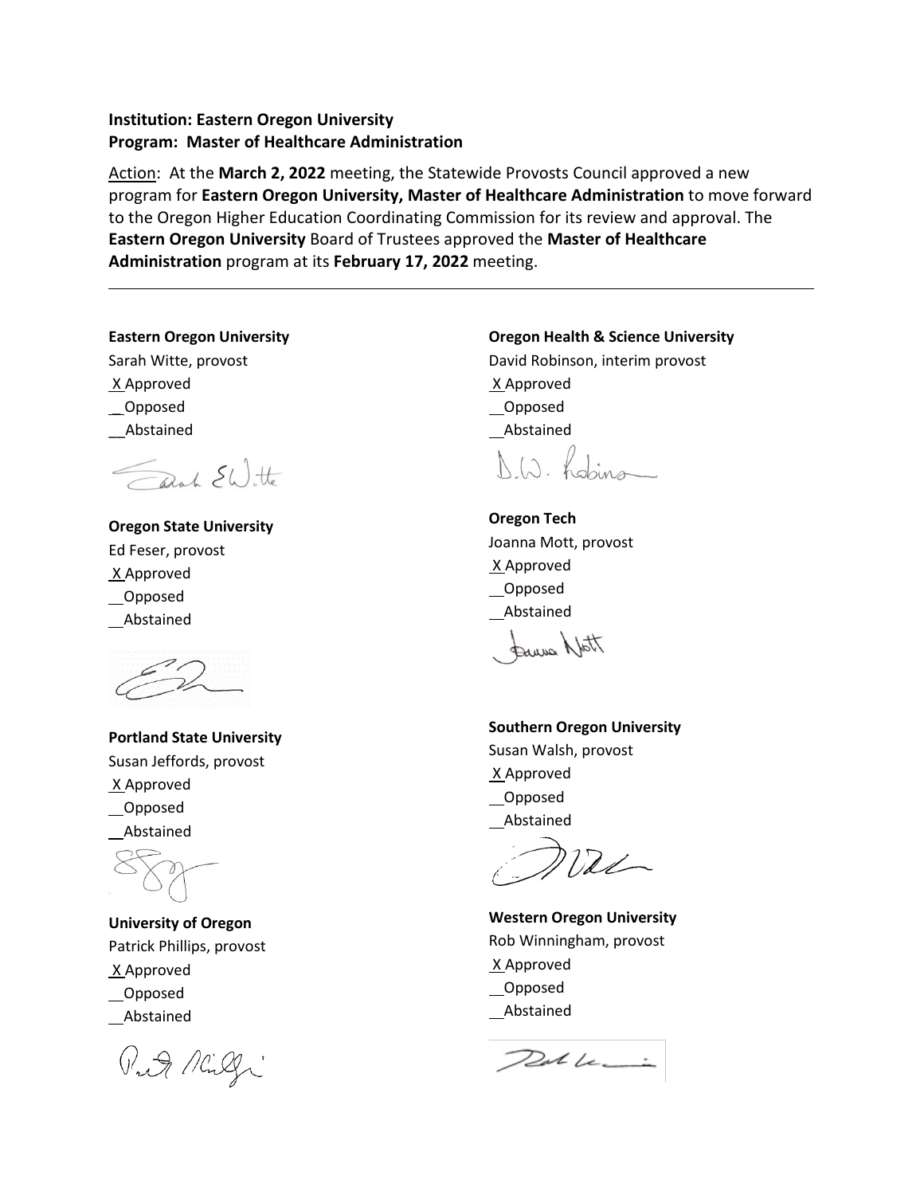**Institution: Eastern Oregon University**
**Program: Master of Healthcare Administration**

Action: At the **March 2, 2022** meeting, the Statewide Provosts Council approved a new program for **Eastern Oregon University, Master of Healthcare Administration** to move forward to the Oregon Higher Education Coordinating Commission for its review and approval. The **Eastern Oregon University** Board of Trustees approved the **Master of Healthcare Administration** program at its **February 17, 2022** meeting.

---

**Eastern Oregon University**
Sarah Witte, provost
X Approved
__Opposed
__Abstained

**Oregon State University**
Ed Feser, provost
X Approved
__Opposed
__Abstained

**Portland State University**
Susan Jeffords, provost
X Approved
__Opposed
__Abstained

**University of Oregon**
Patrick Phillips, provost
X Approved
__Opposed
__Abstained

**Oregon Health & Science University**
David Robinson, interim provost
X Approved
__Opposed
__Abstained

**Oregon Tech**
Joanna Mott, provost
X Approved
__Opposed
__Abstained

**Southern Oregon University**
Susan Walsh, provost
X Approved
__Opposed
__Abstained

**Western Oregon University**
Rob Winningham, provost
X Approved
__Opposed
__Abstained